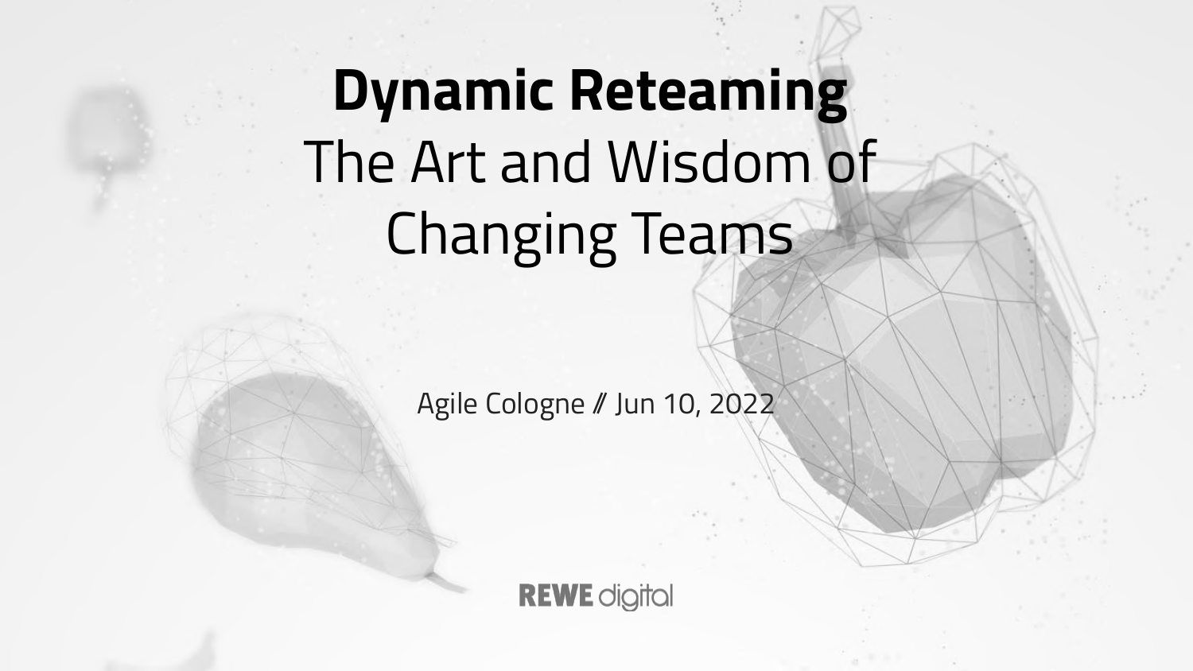# Dynamic Reteaming

The Art and Wisdom of Changing Teams

Agile Cologne // Jun 10, 2022

REWE digital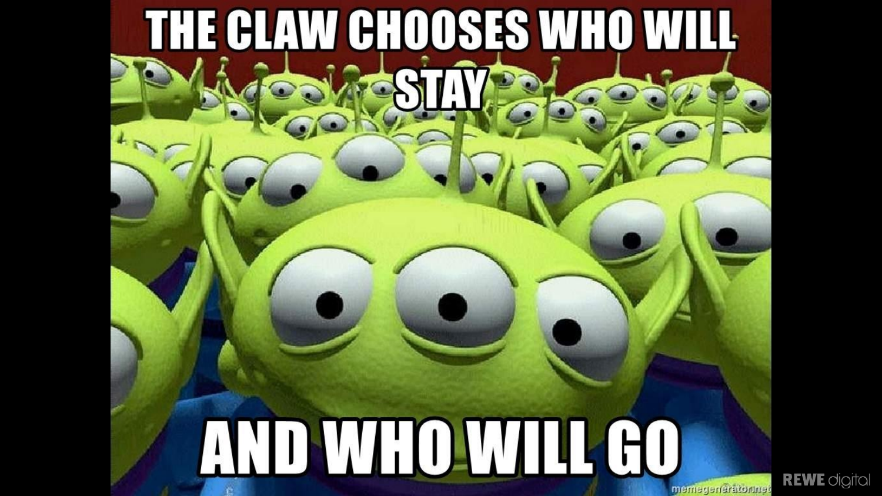THE CLAW CHOOSES WHO WILL STAY

AND WHO WILL GO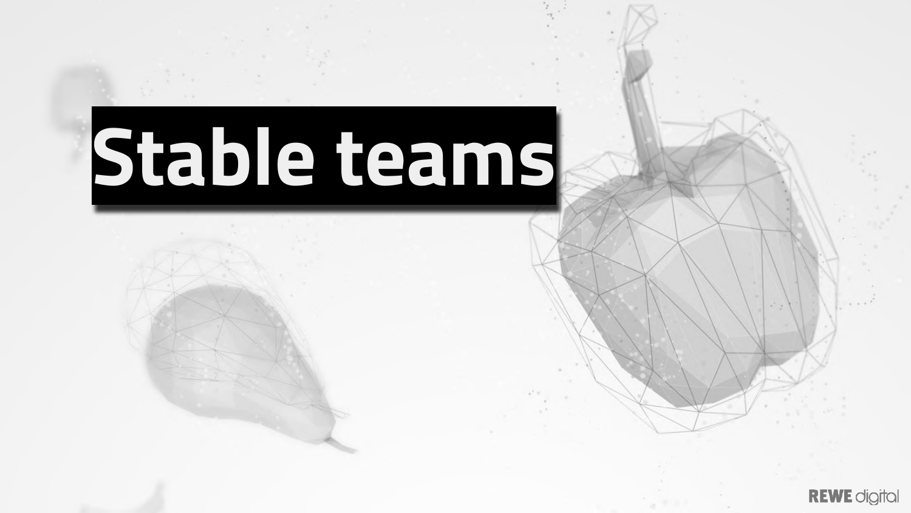# Stable teams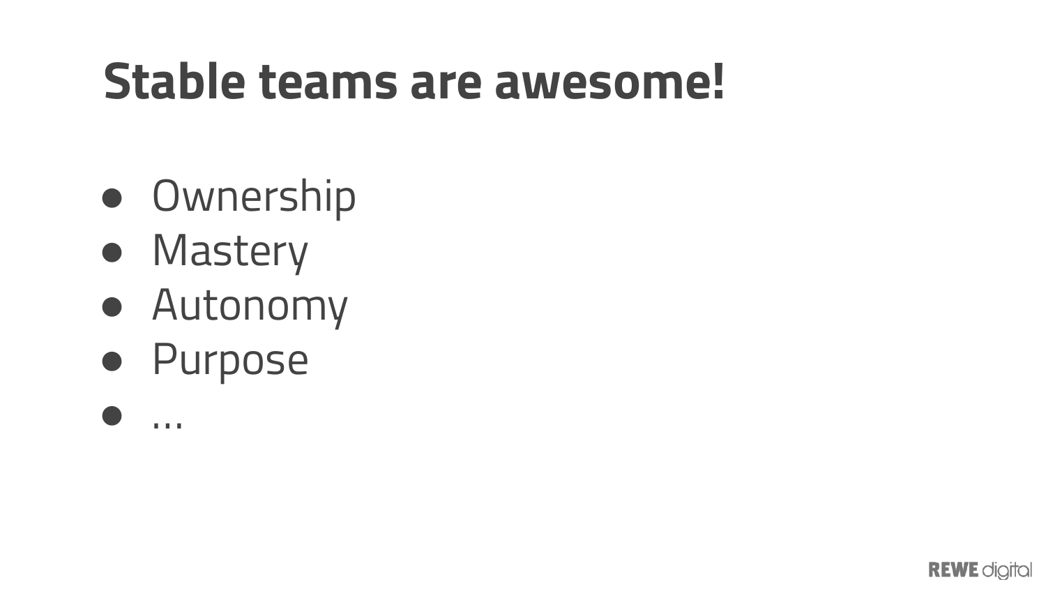# Stable teams are awesome!

- Ownership
- Mastery
- Autonomy
- Purpose
- ...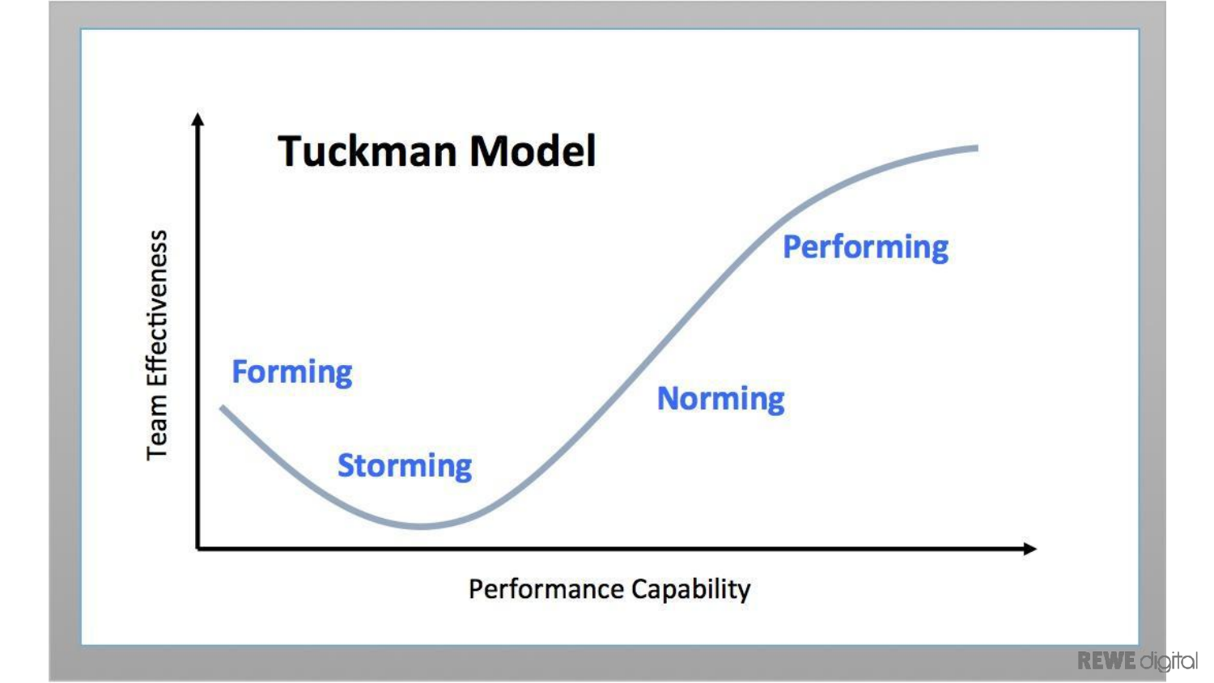# Tuckman Model

Team Effectiveness

Forming

Storming

Norming

Performing

Performance Capability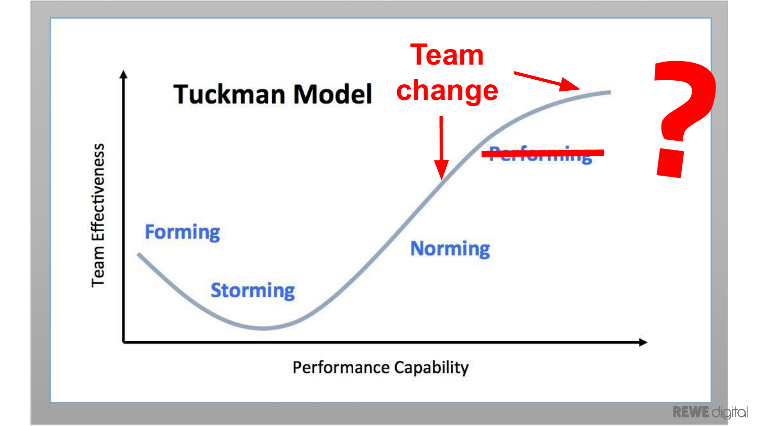# Tuckman Model

Team Effectiveness

Forming

Storming

Norming

~~Performing~~

Team change

?

Performance Capability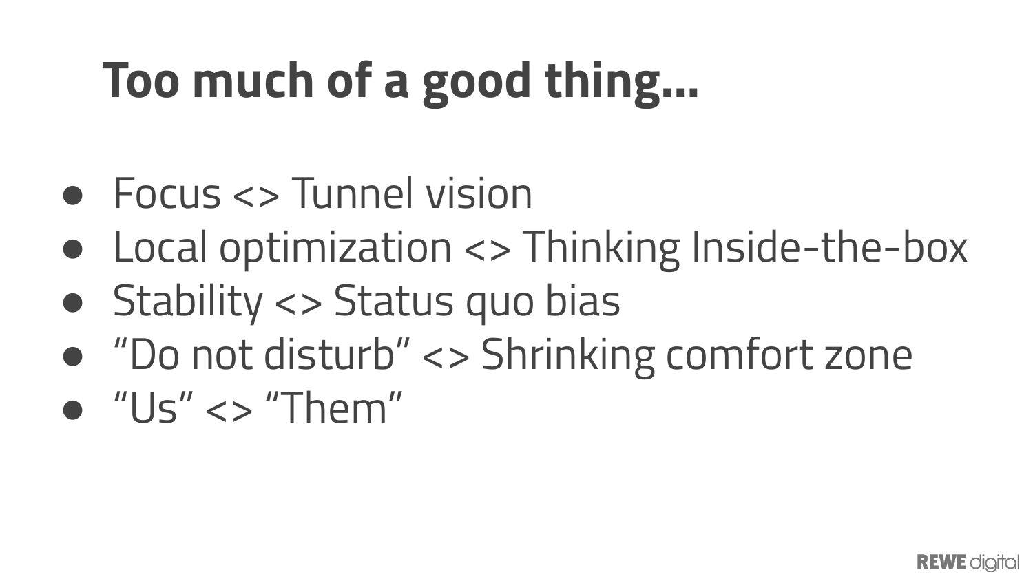# Too much of a good thing...

- Focus <> Tunnel vision
- Local optimization <> Thinking Inside-the-box
- Stability <> Status quo bias
- “Do not disturb” <> Shrinking comfort zone
- “Us” <> “Them”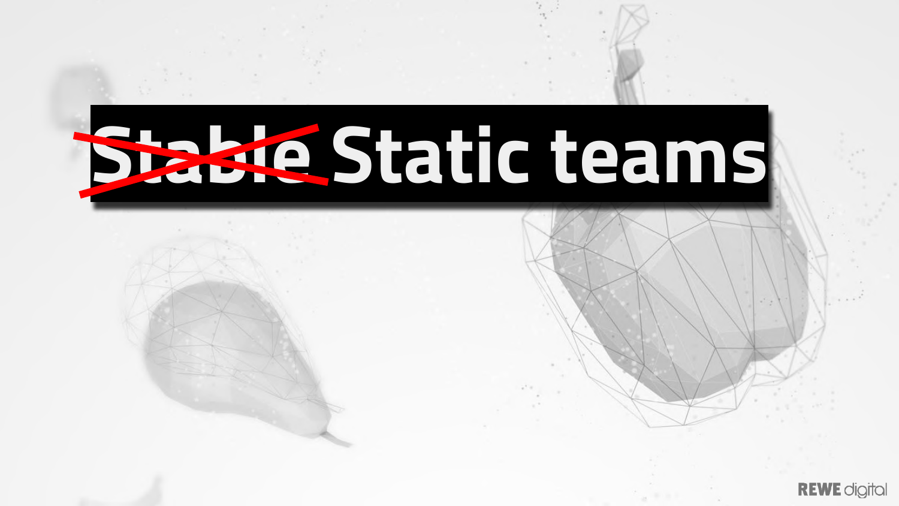# ~~Stable~~ Static teams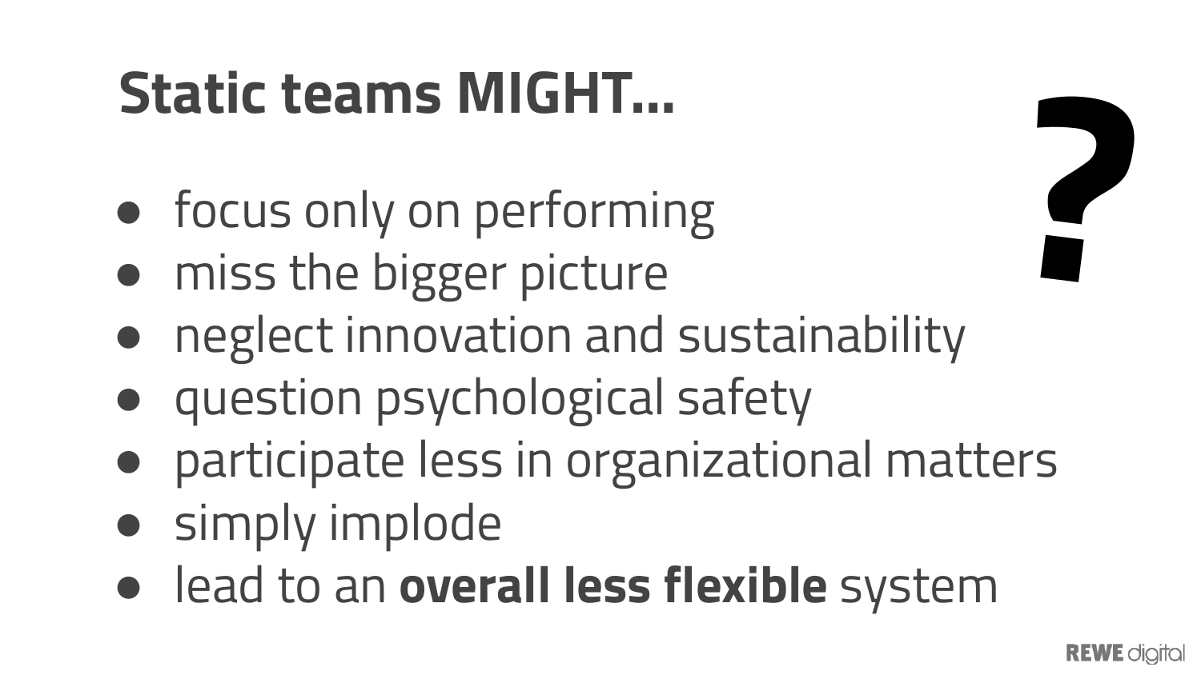# Static teams MIGHT...

?

- focus only on performing
- miss the bigger picture
- neglect innovation and sustainability
- question psychological safety
- participate less in organizational matters
- simply implode
- lead to an **overall less flexible** system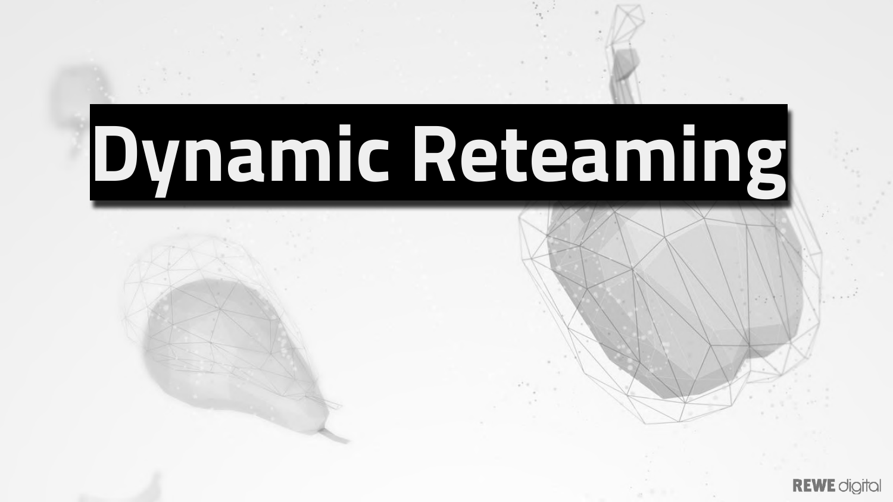# Dynamic Reteaming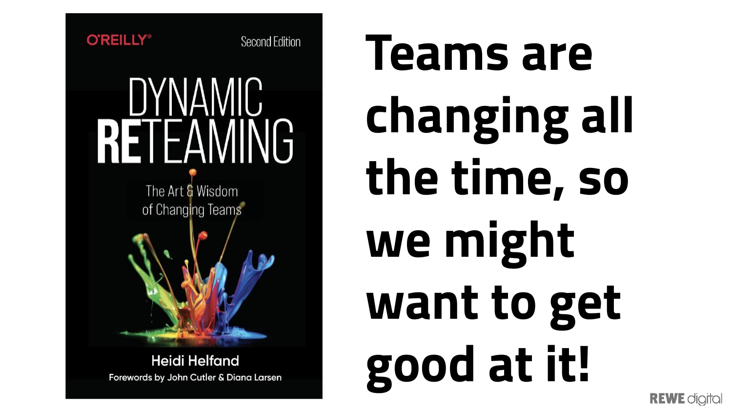# Teams are changing all the time, so we might want to get good at it!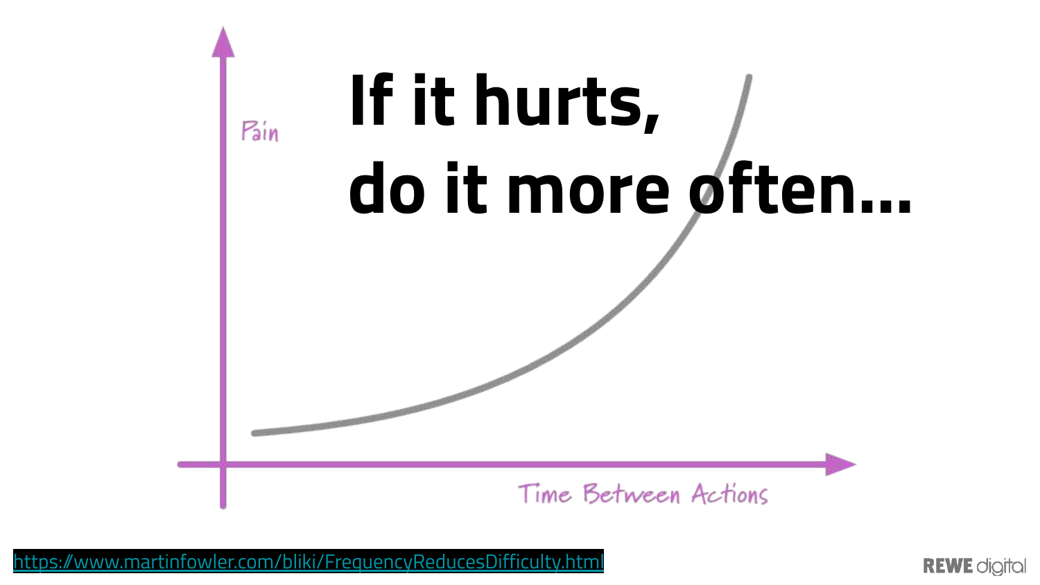# If it hurts, do it more often...

Pain

Time Between Actions

https://www.martinfowler.com/bliki/FrequencyReducesDifficulty.html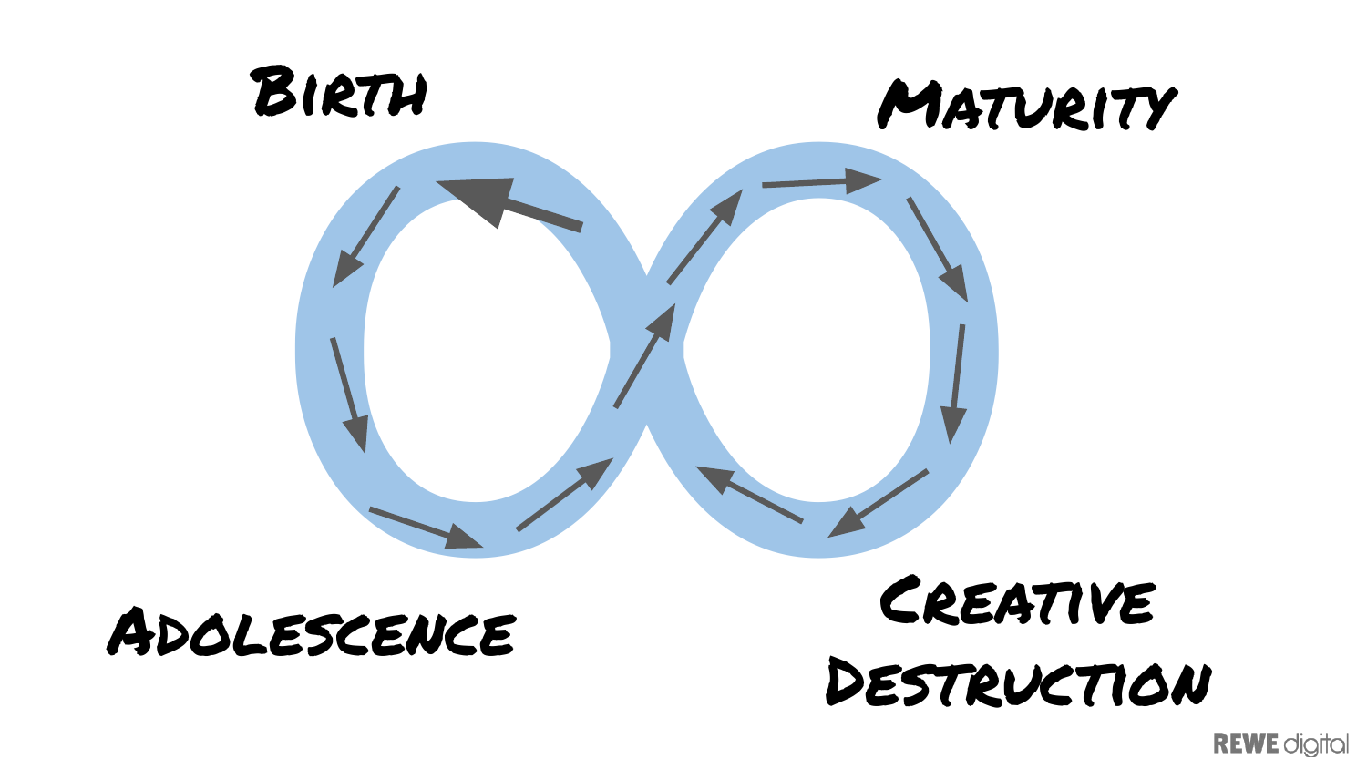Birth

Maturity

Adolescence

Creative Destruction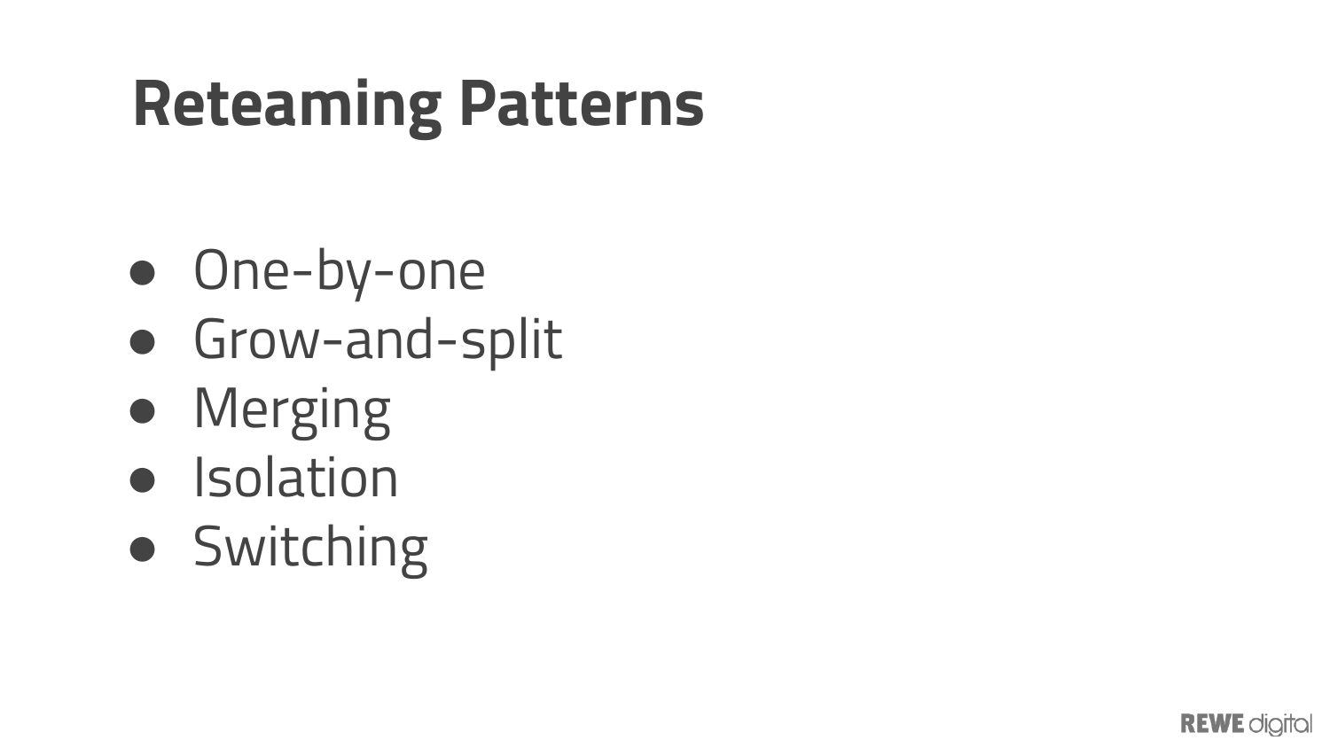# Reteaming Patterns

- One-by-one
- Grow-and-split
- Merging
- Isolation
- Switching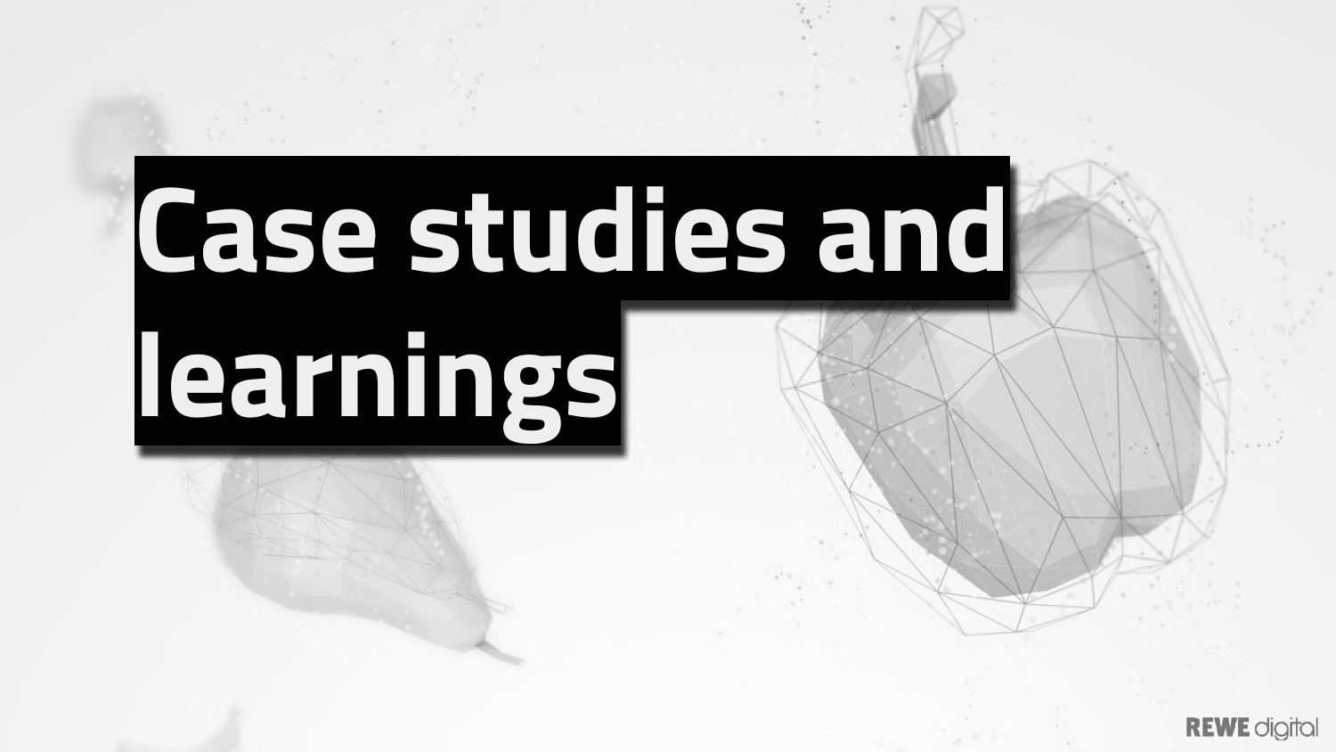# Case studies and learnings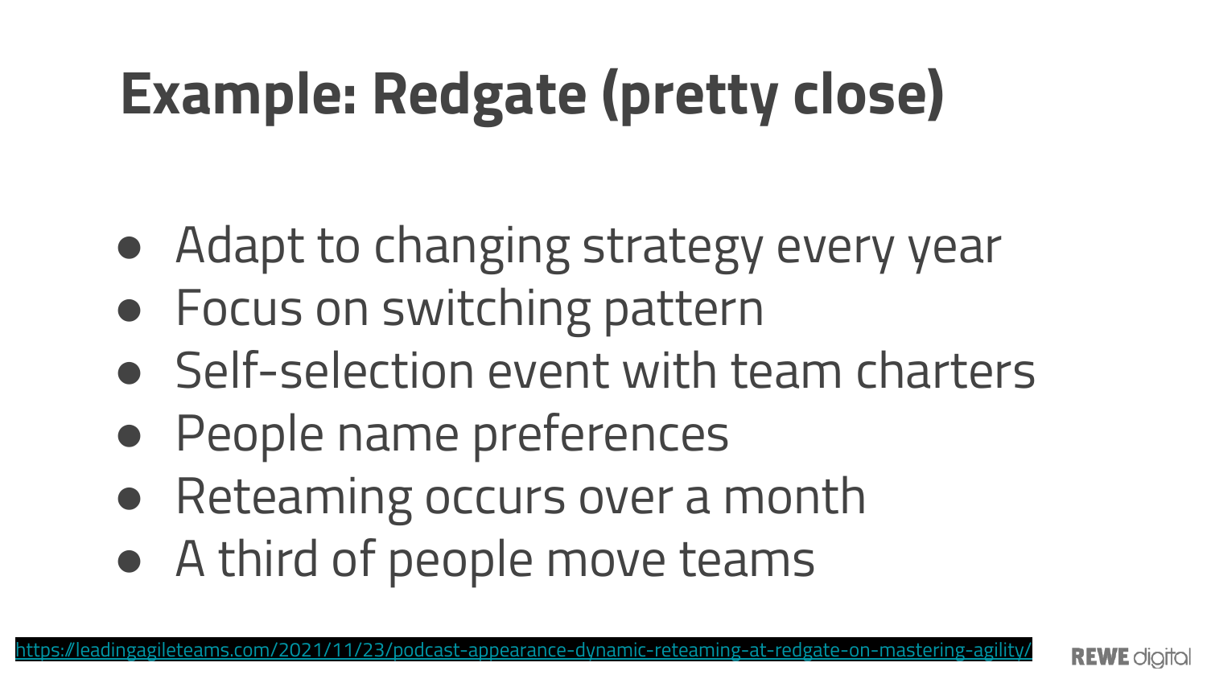# Example: Redgate (pretty close)

- Adapt to changing strategy every year
- Focus on switching pattern
- Self-selection event with team charters
- People name preferences
- Reteaming occurs over a month
- A third of people move teams

https://leadingagileteams.com/2021/11/23/podcast-appearance-dynamic-reteaming-at-redgate-on-mastering-agility/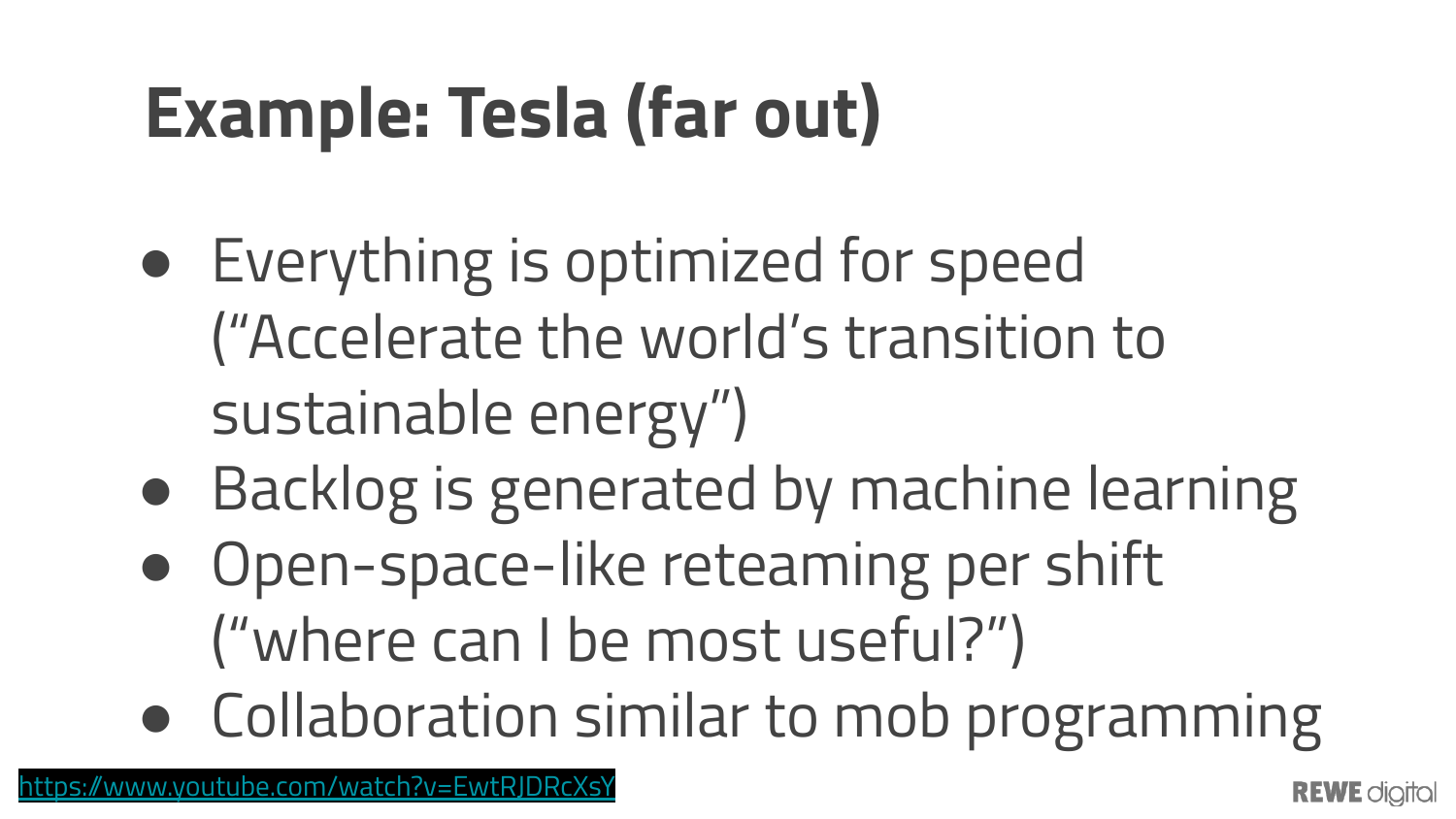# Example: Tesla (far out)

- Everything is optimized for speed ("Accelerate the world's transition to sustainable energy")
- Backlog is generated by machine learning
- Open-space-like reteaming per shift ("where can I be most useful?")
- Collaboration similar to mob programming

https://www.youtube.com/watch?v=EwtRJDRcXsY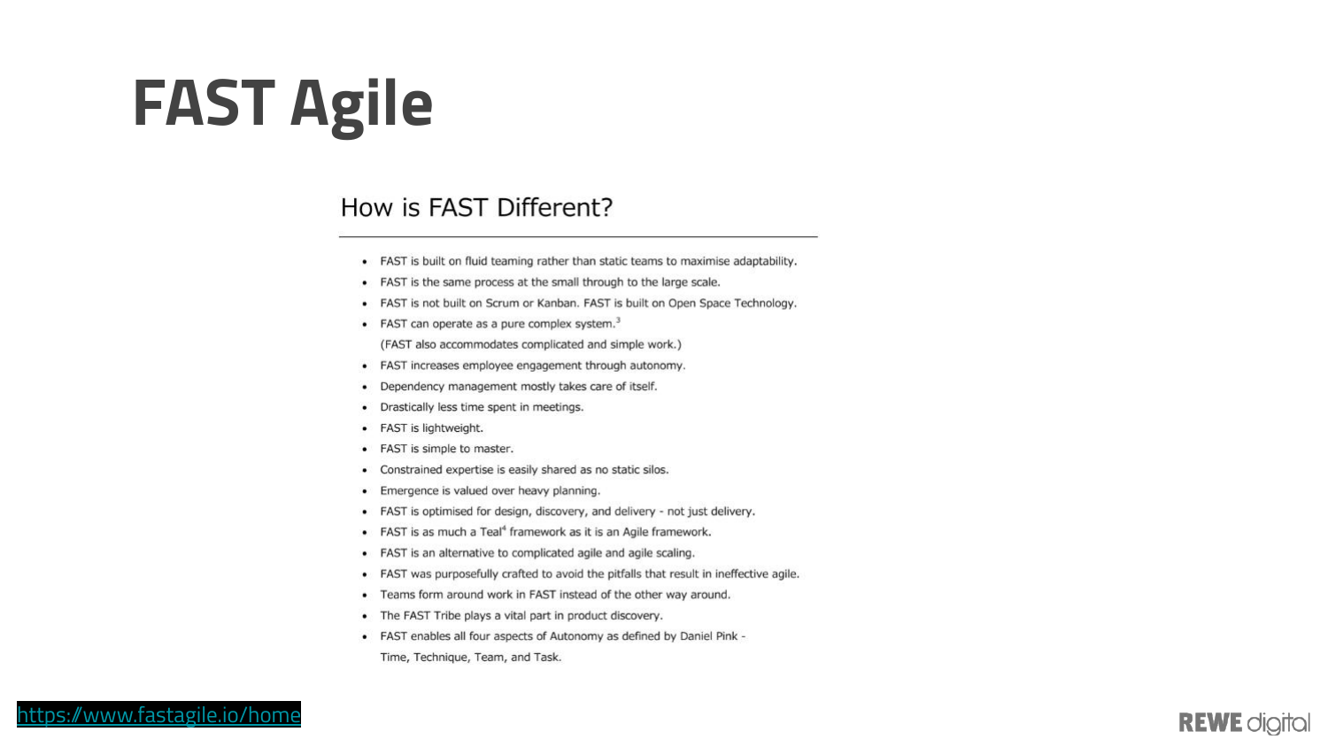# FAST Agile

## How is FAST Different?

- FAST is built on fluid teaming rather than static teams to maximise adaptability.
- FAST is the same process at the small through to the large scale.
- FAST is not built on Scrum or Kanban. FAST is built on Open Space Technology.
- FAST can operate as a pure complex system.[3]
  (FAST also accommodates complicated and simple work.)
- FAST increases employee engagement through autonomy.
- Dependency management mostly takes care of itself.
- Drastically less time spent in meetings.
- FAST is lightweight.
- FAST is simple to master.
- Constrained expertise is easily shared as no static silos.
- Emergence is valued over heavy planning.
- FAST is optimised for design, discovery, and delivery - not just delivery.
- FAST is as much a Teal[4] framework as it is an Agile framework.
- FAST is an alternative to complicated agile and agile scaling.
- FAST was purposefully crafted to avoid the pitfalls that result in ineffective agile.
- Teams form around work in FAST instead of the other way around.
- The FAST Tribe plays a vital part in product discovery.
- FAST enables all four aspects of Autonomy as defined by Daniel Pink - Time, Technique, Team, and Task.

https://www.fastagile.io/home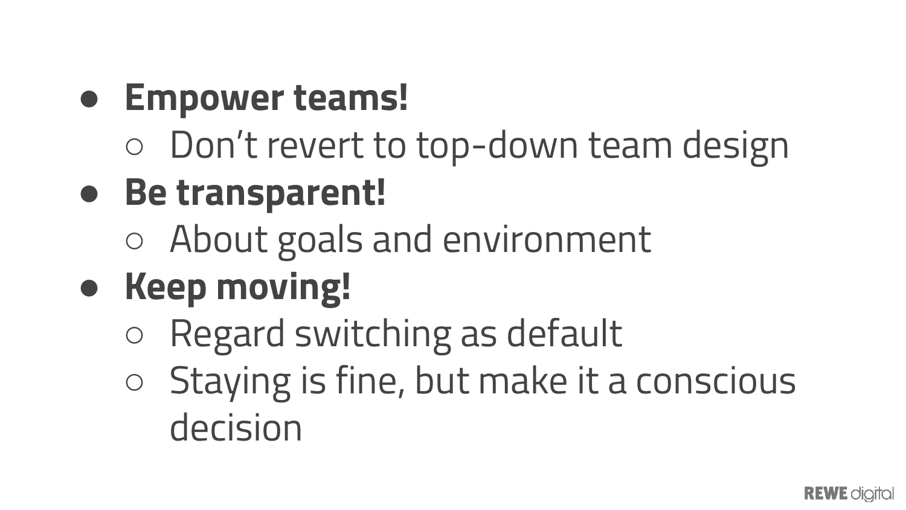- **Empower teams!**
  - Don’t revert to top-down team design
- **Be transparent!**
  - About goals and environment
- **Keep moving!**
  - Regard switching as default
  - Staying is fine, but make it a conscious decision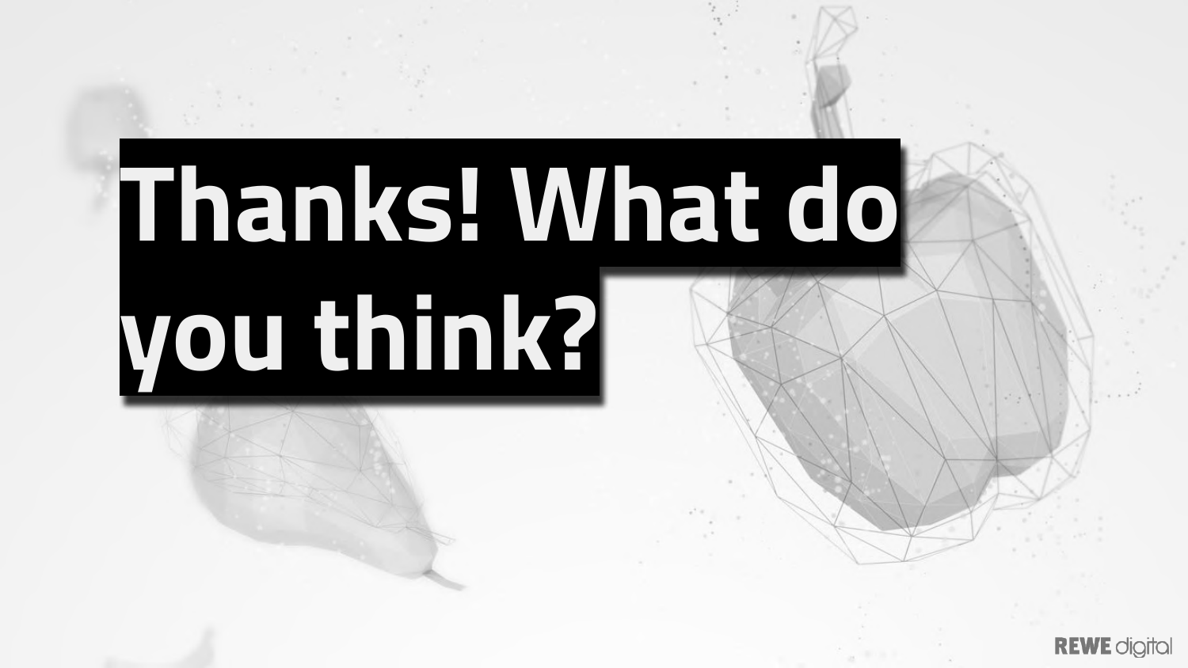# Thanks! What do you think?